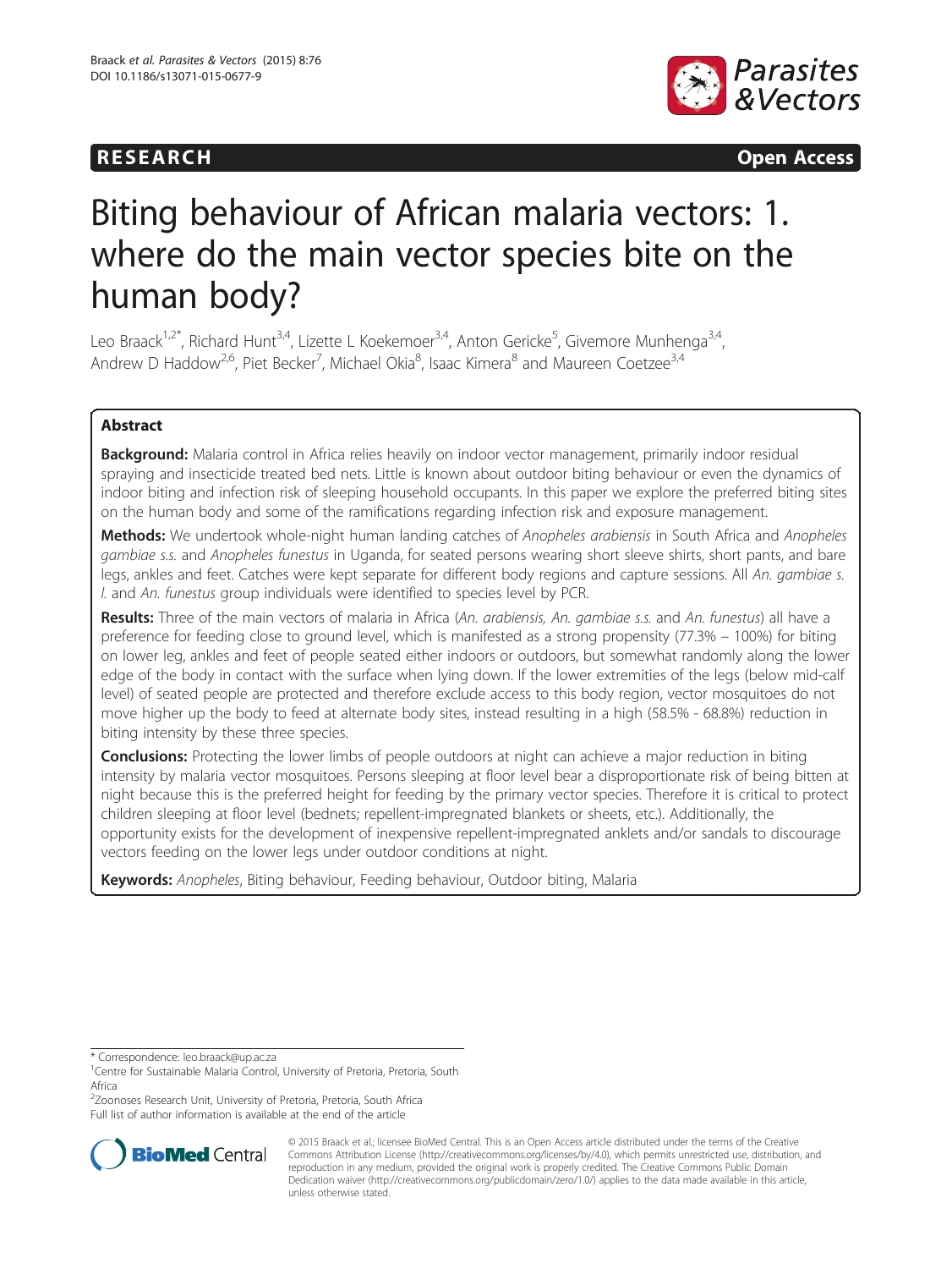RESEARCH Open Access

# Biting behaviour of African malaria vectors: 1. where do the main vector species bite on the human body?

Leo Braack[1,2*], Richard Hunt[3,4], Lizette L Koekemoer[3,4], Anton Gericke[5], Givemore Munhenga[3,4], Andrew D Haddow[2,6], Piet Becker[7], Michael Okia[8], Isaac Kimera[8] and Maureen Coetzee[3,4]

## Abstract

**Background:** Malaria control in Africa relies heavily on indoor vector management, primarily indoor residual spraying and insecticide treated bed nets. Little is known about outdoor biting behaviour or even the dynamics of indoor biting and infection risk of sleeping household occupants. In this paper we explore the preferred biting sites on the human body and some of the ramifications regarding infection risk and exposure management.

**Methods:** We undertook whole-night human landing catches of *Anopheles arabiensis* in South Africa and *Anopheles gambiae s.s.* and *Anopheles funestus* in Uganda, for seated persons wearing short sleeve shirts, short pants, and bare legs, ankles and feet. Catches were kept separate for different body regions and capture sessions. All *An. gambiae s. l.* and *An. funestus* group individuals were identified to species level by PCR.

**Results:** Three of the main vectors of malaria in Africa (*An. arabiensis, An. gambiae s.s.* and *An. funestus*) all have a preference for feeding close to ground level, which is manifested as a strong propensity (77.3% – 100%) for biting on lower leg, ankles and feet of people seated either indoors or outdoors, but somewhat randomly along the lower edge of the body in contact with the surface when lying down. If the lower extremities of the legs (below mid-calf level) of seated people are protected and therefore exclude access to this body region, vector mosquitoes do not move higher up the body to feed at alternate body sites, instead resulting in a high (58.5% - 68.8%) reduction in biting intensity by these three species.

**Conclusions:** Protecting the lower limbs of people outdoors at night can achieve a major reduction in biting intensity by malaria vector mosquitoes. Persons sleeping at floor level bear a disproportionate risk of being bitten at night because this is the preferred height for feeding by the primary vector species. Therefore it is critical to protect children sleeping at floor level (bednets; repellent-impregnated blankets or sheets, etc.). Additionally, the opportunity exists for the development of inexpensive repellent-impregnated anklets and/or sandals to discourage vectors feeding on the lower legs under outdoor conditions at night.

**Keywords:** *Anopheles*, Biting behaviour, Feeding behaviour, Outdoor biting, Malaria

* Correspondence: leo.braack@up.ac.za
[1]Centre for Sustainable Malaria Control, University of Pretoria, Pretoria, South Africa
[2]Zoonoses Research Unit, University of Pretoria, Pretoria, South Africa
Full list of author information is available at the end of the article

© 2015 Braack et al.; licensee BioMed Central. This is an Open Access article distributed under the terms of the Creative Commons Attribution License (http://creativecommons.org/licenses/by/4.0), which permits unrestricted use, distribution, and reproduction in any medium, provided the original work is properly credited. The Creative Commons Public Domain Dedication waiver (http://creativecommons.org/publicdomain/zero/1.0/) applies to the data made available in this article, unless otherwise stated.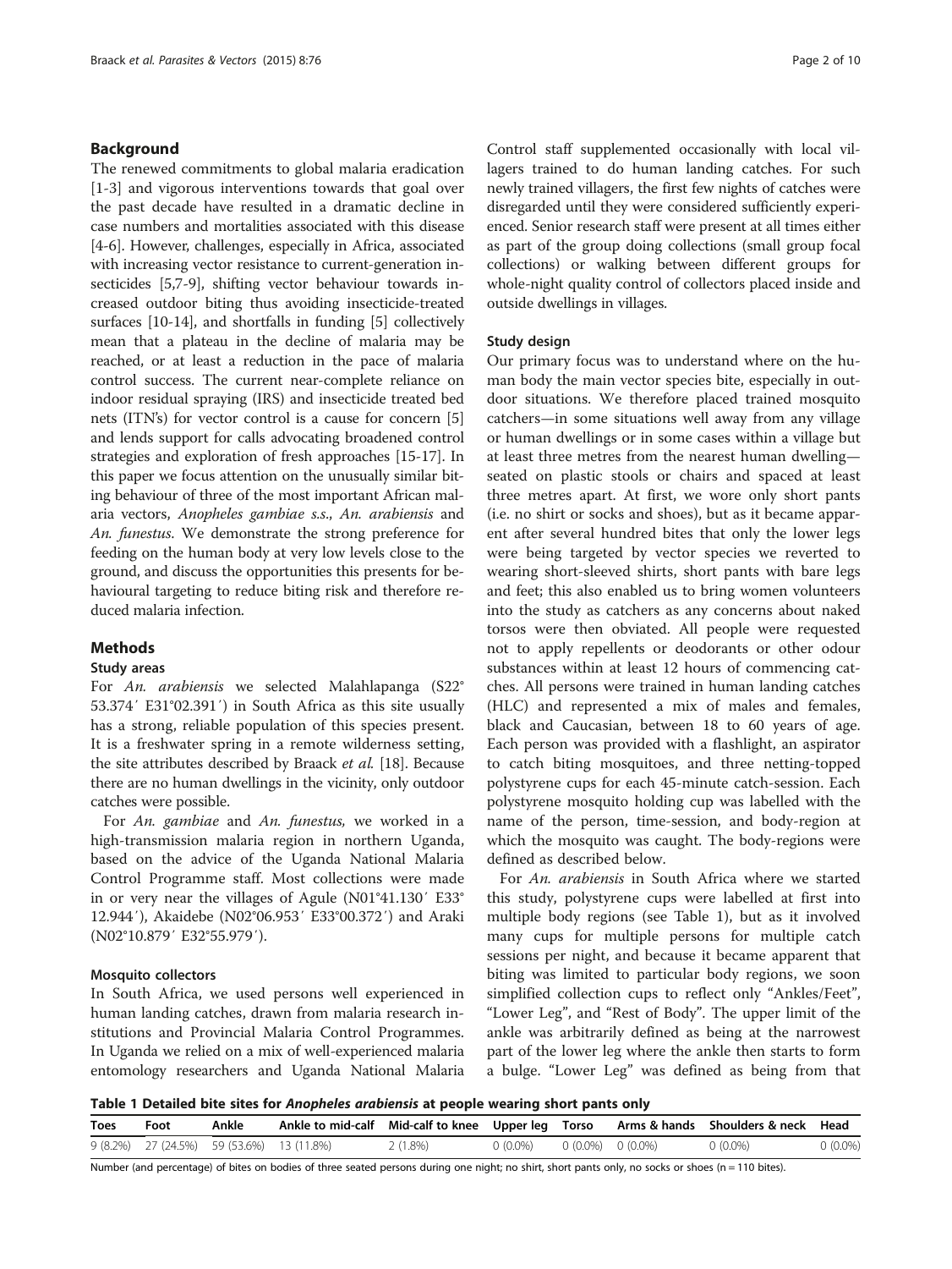## Background

The renewed commitments to global malaria eradication [1-3] and vigorous interventions towards that goal over the past decade have resulted in a dramatic decline in case numbers and mortalities associated with this disease [4-6]. However, challenges, especially in Africa, associated with increasing vector resistance to current-generation insecticides [5,7-9], shifting vector behaviour towards increased outdoor biting thus avoiding insecticide-treated surfaces [10-14], and shortfalls in funding [5] collectively mean that a plateau in the decline of malaria may be reached, or at least a reduction in the pace of malaria control success. The current near-complete reliance on indoor residual spraying (IRS) and insecticide treated bed nets (ITN's) for vector control is a cause for concern [5] and lends support for calls advocating broadened control strategies and exploration of fresh approaches [15-17]. In this paper we focus attention on the unusually similar biting behaviour of three of the most important African malaria vectors, *Anopheles gambiae s.s*., *An. arabiensis* and *An. funestus*. We demonstrate the strong preference for feeding on the human body at very low levels close to the ground, and discuss the opportunities this presents for behavioural targeting to reduce biting risk and therefore reduced malaria infection.

## Methods

### Study areas

For *An. arabiensis* we selected Malahlapanga (S22° 53.374′ E31°02.391′) in South Africa as this site usually has a strong, reliable population of this species present. It is a freshwater spring in a remote wilderness setting, the site attributes described by Braack *et al.* [18]. Because there are no human dwellings in the vicinity, only outdoor catches were possible.

For *An. gambiae* and *An. funestus,* we worked in a high-transmission malaria region in northern Uganda, based on the advice of the Uganda National Malaria Control Programme staff. Most collections were made in or very near the villages of Agule (N01°41.130′ E33° 12.944′), Akaidebe (N02°06.953′ E33°00.372′) and Araki (N02°10.879′ E32°55.979′).

### Mosquito collectors

In South Africa, we used persons well experienced in human landing catches, drawn from malaria research institutions and Provincial Malaria Control Programmes. In Uganda we relied on a mix of well-experienced malaria entomology researchers and Uganda National Malaria Control staff supplemented occasionally with local villagers trained to do human landing catches. For such newly trained villagers, the first few nights of catches were disregarded until they were considered sufficiently experienced. Senior research staff were present at all times either as part of the group doing collections (small group focal collections) or walking between different groups for whole-night quality control of collectors placed inside and outside dwellings in villages.

### Study design

Our primary focus was to understand where on the human body the main vector species bite, especially in outdoor situations. We therefore placed trained mosquito catchers—in some situations well away from any village or human dwellings or in some cases within a village but at least three metres from the nearest human dwelling—seated on plastic stools or chairs and spaced at least three metres apart. At first, we wore only short pants (i.e. no shirt or socks and shoes), but as it became apparent after several hundred bites that only the lower legs were being targeted by vector species we reverted to wearing short-sleeved shirts, short pants with bare legs and feet; this also enabled us to bring women volunteers into the study as catchers as any concerns about naked torsos were then obviated. All people were requested not to apply repellents or deodorants or other odour substances within at least 12 hours of commencing catches. All persons were trained in human landing catches (HLC) and represented a mix of males and females, black and Caucasian, between 18 to 60 years of age. Each person was provided with a flashlight, an aspirator to catch biting mosquitoes, and three netting-topped polystyrene cups for each 45-minute catch-session. Each polystyrene mosquito holding cup was labelled with the name of the person, time-session, and body-region at which the mosquito was caught. The body-regions were defined as described below.

For *An. arabiensis* in South Africa where we started this study, polystyrene cups were labelled at first into multiple body regions (see Table 1), but as it involved many cups for multiple persons for multiple catch sessions per night, and because it became apparent that biting was limited to particular body regions, we soon simplified collection cups to reflect only "Ankles/Feet", "Lower Leg", and "Rest of Body". The upper limit of the ankle was arbitrarily defined as being at the narrowest part of the lower leg where the ankle then starts to form a bulge. "Lower Leg" was defined as being from that

**Table 1 Detailed bite sites for *Anopheles arabiensis* at people wearing short pants only**

| Toes | Foot | Ankle | Ankle to mid-calf | Mid-calf to knee | Upper leg | Torso | Arms & hands | Shoulders & neck | Head |
|---|---|---|---|---|---|---|---|---|---|
| 9 (8.2%) | 27 (24.5%) | 59 (53.6%) | 13 (11.8%) | 2 (1.8%) | 0 (0.0%) | 0 (0.0%) | 0 (0.0%) | 0 (0.0%) | 0 (0.0%) |

Number (and percentage) of bites on bodies of three seated persons during one night; no shirt, short pants only, no socks or shoes (n = 110 bites).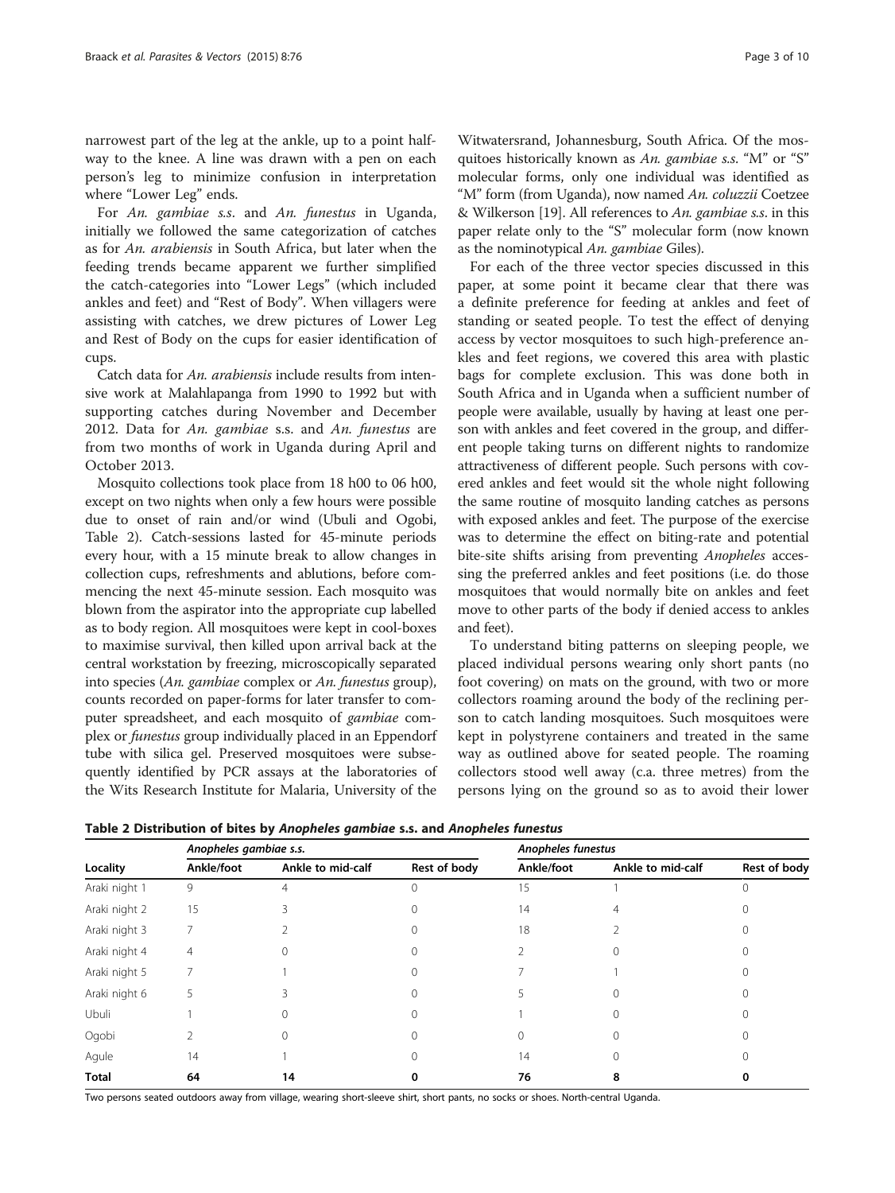narrowest part of the leg at the ankle, up to a point halfway to the knee. A line was drawn with a pen on each person's leg to minimize confusion in interpretation where "Lower Leg" ends.

For *An. gambiae s.s.* and *An. funestus* in Uganda, initially we followed the same categorization of catches as for *An. arabiensis* in South Africa, but later when the feeding trends became apparent we further simplified the catch-categories into "Lower Legs" (which included ankles and feet) and "Rest of Body". When villagers were assisting with catches, we drew pictures of Lower Leg and Rest of Body on the cups for easier identification of cups.

Catch data for *An. arabiensis* include results from intensive work at Malahlapanga from 1990 to 1992 but with supporting catches during November and December 2012. Data for *An. gambiae* s.s. and *An. funestus* are from two months of work in Uganda during April and October 2013.

Mosquito collections took place from 18 h00 to 06 h00, except on two nights when only a few hours were possible due to onset of rain and/or wind (Ubuli and Ogobi, Table 2). Catch-sessions lasted for 45-minute periods every hour, with a 15 minute break to allow changes in collection cups, refreshments and ablutions, before commencing the next 45-minute session. Each mosquito was blown from the aspirator into the appropriate cup labelled as to body region. All mosquitoes were kept in cool-boxes to maximise survival, then killed upon arrival back at the central workstation by freezing, microscopically separated into species (*An. gambiae* complex or *An. funestus* group), counts recorded on paper-forms for later transfer to computer spreadsheet, and each mosquito of *gambiae* complex or *funestus* group individually placed in an Eppendorf tube with silica gel. Preserved mosquitoes were subsequently identified by PCR assays at the laboratories of the Wits Research Institute for Malaria, University of the Witwatersrand, Johannesburg, South Africa. Of the mosquitoes historically known as *An. gambiae s.s.* "M" or "S" molecular forms, only one individual was identified as "M" form (from Uganda), now named *An. coluzzii* Coetzee & Wilkerson [19]. All references to *An. gambiae s.s.* in this paper relate only to the "S" molecular form (now known as the nominotypical *An. gambiae* Giles).

For each of the three vector species discussed in this paper, at some point it became clear that there was a definite preference for feeding at ankles and feet of standing or seated people. To test the effect of denying access by vector mosquitoes to such high-preference ankles and feet regions, we covered this area with plastic bags for complete exclusion. This was done both in South Africa and in Uganda when a sufficient number of people were available, usually by having at least one person with ankles and feet covered in the group, and different people taking turns on different nights to randomize attractiveness of different people. Such persons with covered ankles and feet would sit the whole night following the same routine of mosquito landing catches as persons with exposed ankles and feet. The purpose of the exercise was to determine the effect on biting-rate and potential bite-site shifts arising from preventing *Anopheles* accessing the preferred ankles and feet positions (i.e. do those mosquitoes that would normally bite on ankles and feet move to other parts of the body if denied access to ankles and feet).

To understand biting patterns on sleeping people, we placed individual persons wearing only short pants (no foot covering) on mats on the ground, with two or more collectors roaming around the body of the reclining person to catch landing mosquitoes. Such mosquitoes were kept in polystyrene containers and treated in the same way as outlined above for seated people. The roaming collectors stood well away (c.a. three metres) from the persons lying on the ground so as to avoid their lower

**Table 2 Distribution of bites by *Anopheles gambiae* s.s. and *Anopheles funestus***

| Locality | *Anopheles gambiae s.s.* | | | *Anopheles funestus* | | |
|---|---|---|---|---|---|---|
| | Ankle/foot | Ankle to mid-calf | Rest of body | Ankle/foot | Ankle to mid-calf | Rest of body |
| Araki night 1 | 9 | 4 | 0 | 15 | 1 | 0 |
| Araki night 2 | 15 | 3 | 0 | 14 | 4 | 0 |
| Araki night 3 | 7 | 2 | 0 | 18 | 2 | 0 |
| Araki night 4 | 4 | 0 | 0 | 2 | 0 | 0 |
| Araki night 5 | 7 | 1 | 0 | 7 | 1 | 0 |
| Araki night 6 | 5 | 3 | 0 | 5 | 0 | 0 |
| Ubuli | 1 | 0 | 0 | 1 | 0 | 0 |
| Ogobi | 2 | 0 | 0 | 0 | 0 | 0 |
| Agule | 14 | 1 | 0 | 14 | 0 | 0 |
| **Total** | **64** | **14** | **0** | **76** | **8** | **0** |

Two persons seated outdoors away from village, wearing short-sleeve shirt, short pants, no socks or shoes. North-central Uganda.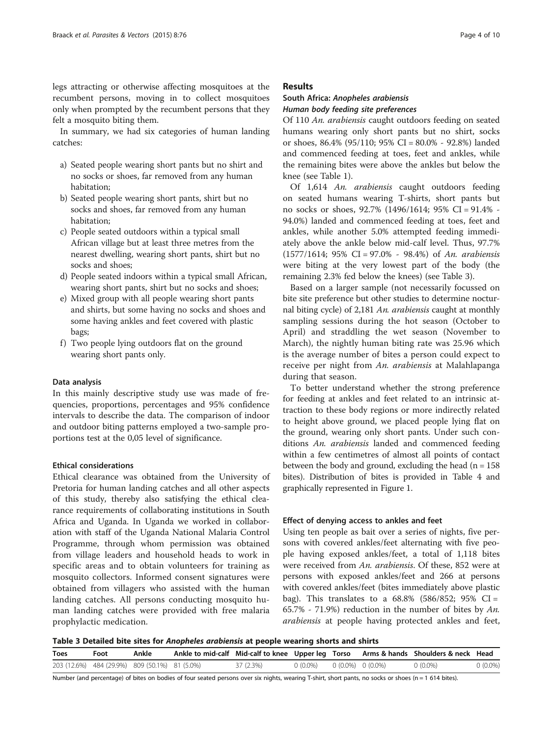legs attracting or otherwise affecting mosquitoes at the recumbent persons, moving in to collect mosquitoes only when prompted by the recumbent persons that they felt a mosquito biting them.

In summary, we had six categories of human landing catches:

a) Seated people wearing short pants but no shirt and no socks or shoes, far removed from any human habitation;
b) Seated people wearing short pants, shirt but no socks and shoes, far removed from any human habitation;
c) People seated outdoors within a typical small African village but at least three metres from the nearest dwelling, wearing short pants, shirt but no socks and shoes;
d) People seated indoors within a typical small African, wearing short pants, shirt but no socks and shoes;
e) Mixed group with all people wearing short pants and shirts, but some having no socks and shoes and some having ankles and feet covered with plastic bags;
f) Two people lying outdoors flat on the ground wearing short pants only.

### Data analysis

In this mainly descriptive study use was made of frequencies, proportions, percentages and 95% confidence intervals to describe the data. The comparison of indoor and outdoor biting patterns employed a two-sample proportions test at the 0,05 level of significance.

### Ethical considerations

Ethical clearance was obtained from the University of Pretoria for human landing catches and all other aspects of this study, thereby also satisfying the ethical clearance requirements of collaborating institutions in South Africa and Uganda. In Uganda we worked in collaboration with staff of the Uganda National Malaria Control Programme, through whom permission was obtained from village leaders and household heads to work in specific areas and to obtain volunteers for training as mosquito collectors. Informed consent signatures were obtained from villagers who assisted with the human landing catches. All persons conducting mosquito human landing catches were provided with free malaria prophylactic medication.

## Results

### South Africa: *Anopheles arabiensis*

#### *Human body feeding site preferences*

Of 110 *An. arabiensis* caught outdoors feeding on seated humans wearing only short pants but no shirt, socks or shoes, 86.4% (95/110; 95% CI = 80.0% - 92.8%) landed and commenced feeding at toes, feet and ankles, while the remaining bites were above the ankles but below the knee (see Table 1).

Of 1,614 *An. arabiensis* caught outdoors feeding on seated humans wearing T-shirts, short pants but no socks or shoes, 92.7% (1496/1614; 95% CI = 91.4% - 94.0%) landed and commenced feeding at toes, feet and ankles, while another 5.0% attempted feeding immediately above the ankle below mid-calf level. Thus, 97.7% (1577/1614; 95% CI = 97.0% - 98.4%) of *An. arabiensis* were biting at the very lowest part of the body (the remaining 2.3% fed below the knees) (see Table 3).

Based on a larger sample (not necessarily focussed on bite site preference but other studies to determine nocturnal biting cycle) of 2,181 *An. arabiensis* caught at monthly sampling sessions during the hot season (October to April) and straddling the wet season (November to March), the nightly human biting rate was 25.96 which is the average number of bites a person could expect to receive per night from *An. arabiensis* at Malahlapanga during that season.

To better understand whether the strong preference for feeding at ankles and feet related to an intrinsic attraction to these body regions or more indirectly related to height above ground, we placed people lying flat on the ground, wearing only short pants. Under such conditions *An. arabiensis* landed and commenced feeding within a few centimetres of almost all points of contact between the body and ground, excluding the head (n = 158 bites). Distribution of bites is provided in Table 4 and graphically represented in Figure 1.

#### Effect of denying access to ankles and feet

Using ten people as bait over a series of nights, five persons with covered ankles/feet alternating with five people having exposed ankles/feet, a total of 1,118 bites were received from *An. arabiensis*. Of these, 852 were at persons with exposed ankles/feet and 266 at persons with covered ankles/feet (bites immediately above plastic bag). This translates to a 68.8% (586/852; 95% CI = 65.7% - 71.9%) reduction in the number of bites by *An. arabiensis* at people having protected ankles and feet,

**Table 3 Detailed bite sites for *Anopheles arabiensis* at people wearing shorts and shirts**

| Toes | Foot | Ankle | Ankle to mid-calf | Mid-calf to knee | Upper leg | Torso | Arms & hands | Shoulders & neck | Head |
|---|---|---|---|---|---|---|---|---|---|
| 203 (12.6%) | 484 (29.9%) | 809 (50.1%) | 81 (5.0%) | 37 (2.3%) | 0 (0.0%) | 0 (0.0%) | 0 (0.0%) | 0 (0.0%) | 0 (0.0%) |

Number (and percentage) of bites on bodies of four seated persons over six nights, wearing T-shirt, short pants, no socks or shoes (n = 1 614 bites).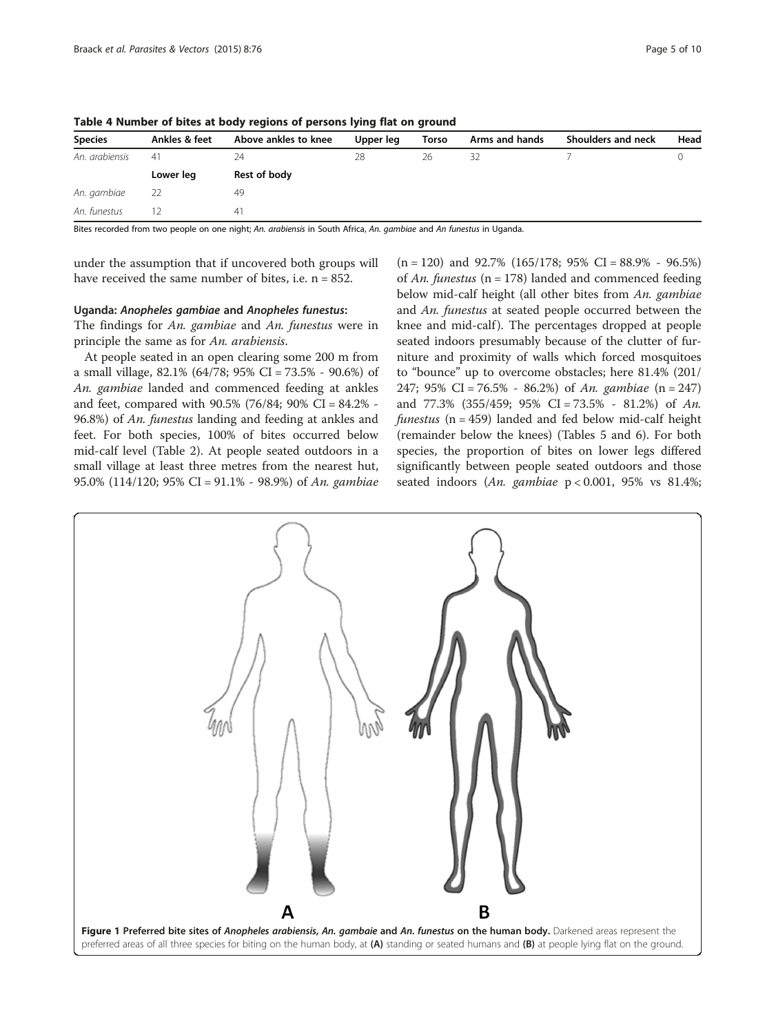**Table 4 Number of bites at body regions of persons lying flat on ground**

| Species | Ankles & feet | Above ankles to knee | Upper leg | Torso | Arms and hands | Shoulders and neck | Head |
|---|---|---|---|---|---|---|---|
| *An. arabiensis* | 41 | 24 | 28 | 26 | 32 | 7 | 0 |
| | **Lower leg** | **Rest of body** | | | | | |
| *An. gambiae* | 22 | 49 | | | | | |
| *An. funestus* | 12 | 41 | | | | | |

Bites recorded from two people on one night; *An. arabiensis* in South Africa, *An. gambiae* and *An funestus* in Uganda.

under the assumption that if uncovered both groups will have received the same number of bites, i.e. n = 852.

#### Uganda: *Anopheles gambiae* and *Anopheles funestus*:

The findings for *An. gambiae* and *An. funestus* were in principle the same as for *An. arabiensis*.

At people seated in an open clearing some 200 m from a small village, 82.1% (64/78; 95% CI = 73.5% - 90.6%) of *An. gambiae* landed and commenced feeding at ankles and feet, compared with 90.5% (76/84; 90% CI = 84.2% - 96.8%) of *An. funestus* landing and feeding at ankles and feet. For both species, 100% of bites occurred below mid-calf level (Table 2). At people seated outdoors in a small village at least three metres from the nearest hut, 95.0% (114/120; 95% CI = 91.1% - 98.9%) of *An. gambiae* (n = 120) and 92.7% (165/178; 95% CI = 88.9% - 96.5%) of *An. funestus* (n = 178) landed and commenced feeding below mid-calf height (all other bites from *An. gambiae* and *An. funestus* at seated people occurred between the knee and mid-calf). The percentages dropped at people seated indoors presumably because of the clutter of furniture and proximity of walls which forced mosquitoes to "bounce" up to overcome obstacles; here 81.4% (201/247; 95% CI = 76.5% - 86.2%) of *An. gambiae* (n = 247) and 77.3% (355/459; 95% CI = 73.5% - 81.2%) of *An. funestus* (n = 459) landed and fed below mid-calf height (remainder below the knees) (Tables 5 and 6). For both species, the proportion of bites on lower legs differed significantly between people seated outdoors and those seated indoors (*An. gambiae* $p < 0.001$, 95% vs 81.4%;

**Figure 1 Preferred bite sites of *Anopheles arabiensis, An. gambaie* and *An. funestus* on the human body.** Darkened areas represent the preferred areas of all three species for biting on the human body, at **(A)** standing or seated humans and **(B)** at people lying flat on the ground.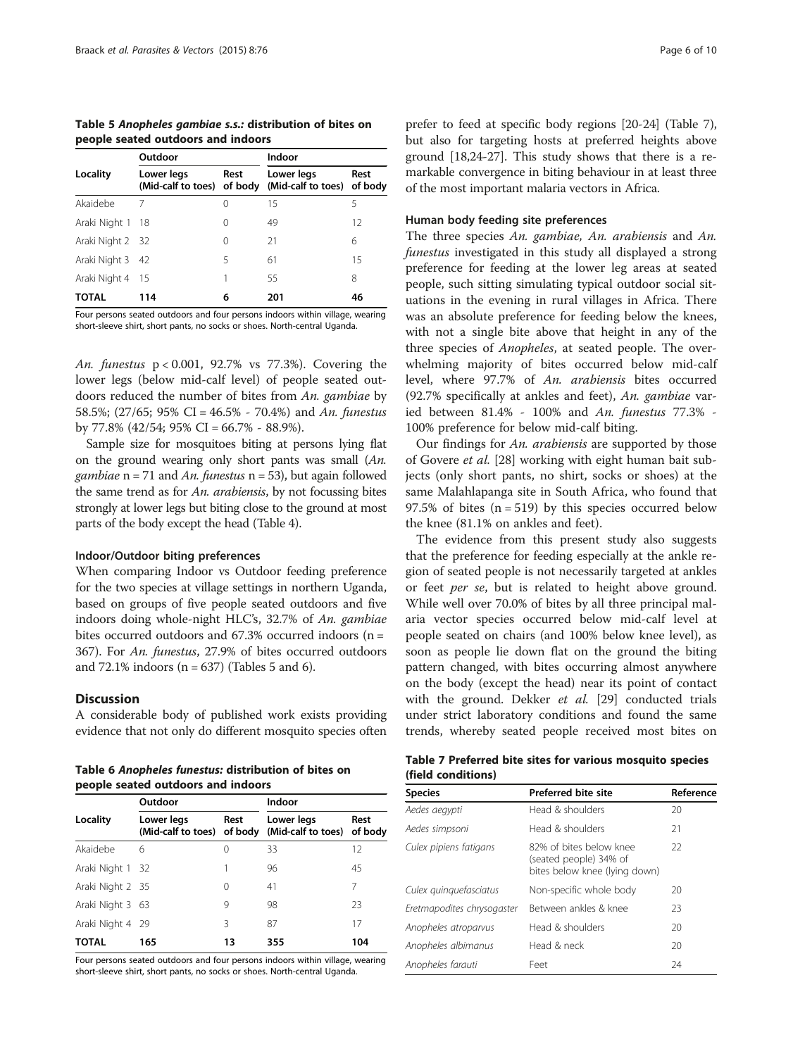**Table 5 *Anopheles gambiae s.s.*: distribution of bites on people seated outdoors and indoors**

| Locality | Outdoor | | Indoor | |
|---|---|---|---|---|
| | Lower legs (Mid-calf to toes) | Rest of body | Lower legs (Mid-calf to toes) | Rest of body |
| Akaidebe | 7 | 0 | 15 | 5 |
| Araki Night 1 | 18 | 0 | 49 | 12 |
| Araki Night 2 | 32 | 0 | 21 | 6 |
| Araki Night 3 | 42 | 5 | 61 | 15 |
| Araki Night 4 | 15 | 1 | 55 | 8 |
| **TOTAL** | **114** | **6** | **201** | **46** |

Four persons seated outdoors and four persons indoors within village, wearing short-sleeve shirt, short pants, no socks or shoes. North-central Uganda.

*An. funestus* $p < 0.001$, 92.7% vs 77.3%). Covering the lower legs (below mid-calf level) of people seated outdoors reduced the number of bites from *An. gambiae* by 58.5%; (27/65; 95% CI = 46.5% - 70.4%) and *An. funestus* by 77.8% (42/54; 95% CI = 66.7% - 88.9%).

Sample size for mosquitoes biting at persons lying flat on the ground wearing only short pants was small (*An. gambiae* n = 71 and *An. funestus* n = 53), but again followed the same trend as for *An. arabiensis*, by not focussing bites strongly at lower legs but biting close to the ground at most parts of the body except the head (Table 4).

### Indoor/Outdoor biting preferences

When comparing Indoor vs Outdoor feeding preference for the two species at village settings in northern Uganda, based on groups of five people seated outdoors and five indoors doing whole-night HLC's, 32.7% of *An. gambiae* bites occurred outdoors and 67.3% occurred indoors (n = 367). For *An. funestus*, 27.9% of bites occurred outdoors and 72.1% indoors (n = 637) (Tables 5 and 6).

## Discussion

A considerable body of published work exists providing evidence that not only do different mosquito species often prefer to feed at specific body regions [20-24] (Table 7), but also for targeting hosts at preferred heights above ground [18,24-27]. This study shows that there is a remarkable convergence in biting behaviour in at least three of the most important malaria vectors in Africa.

**Table 6 *Anopheles funestus*: distribution of bites on people seated outdoors and indoors**

| Locality | Outdoor | | Indoor | |
|---|---|---|---|---|
| | Lower legs (Mid-calf to toes) | Rest of body | Lower legs (Mid-calf to toes) | Rest of body |
| Akaidebe | 6 | 0 | 33 | 12 |
| Araki Night 1 | 32 | 1 | 96 | 45 |
| Araki Night 2 | 35 | 0 | 41 | 7 |
| Araki Night 3 | 63 | 9 | 98 | 23 |
| Araki Night 4 | 29 | 3 | 87 | 17 |
| **TOTAL** | **165** | **13** | **355** | **104** |

Four persons seated outdoors and four persons indoors within village, wearing short-sleeve shirt, short pants, no socks or shoes. North-central Uganda.

### Human body feeding site preferences

The three species *An. gambiae, An. arabiensis* and *An. funestus* investigated in this study all displayed a strong preference for feeding at the lower leg areas at seated people, such sitting simulating typical outdoor social situations in the evening in rural villages in Africa. There was an absolute preference for feeding below the knees, with not a single bite above that height in any of the three species of *Anopheles*, at seated people. The overwhelming majority of bites occurred below mid-calf level, where 97.7% of *An. arabiensis* bites occurred (92.7% specifically at ankles and feet), *An. gambiae* varied between 81.4% - 100% and *An. funestus* 77.3% - 100% preference for below mid-calf biting.

Our findings for *An. arabiensis* are supported by those of Govere *et al.* [28] working with eight human bait subjects (only short pants, no shirt, socks or shoes) at the same Malahlapanga site in South Africa, who found that 97.5% of bites (n = 519) by this species occurred below the knee (81.1% on ankles and feet).

The evidence from this present study also suggests that the preference for feeding especially at the ankle region of seated people is not necessarily targeted at ankles or feet *per se*, but is related to height above ground. While well over 70.0% of bites by all three principal malaria vector species occurred below mid-calf level at people seated on chairs (and 100% below knee level), as soon as people lie down flat on the ground the biting pattern changed, with bites occurring almost anywhere on the body (except the head) near its point of contact with the ground. Dekker *et al.* [29] conducted trials under strict laboratory conditions and found the same trends, whereby seated people received most bites on

**Table 7 Preferred bite sites for various mosquito species (field conditions)**

| Species | Preferred bite site | Reference |
|---|---|---|
| *Aedes aegypti* | Head & shoulders | 20 |
| *Aedes simpsoni* | Head & shoulders | 21 |
| *Culex pipiens fatigans* | 82% of bites below knee (seated people) 34% of bites below knee (lying down) | 22 |
| *Culex quinquefasciatus* | Non-specific whole body | 20 |
| *Eretmapodites chrysogaster* | Between ankles & knee | 23 |
| *Anopheles atroparvus* | Head & shoulders | 20 |
| *Anopheles albimanus* | Head & neck | 20 |
| *Anopheles farauti* | Feet | 24 |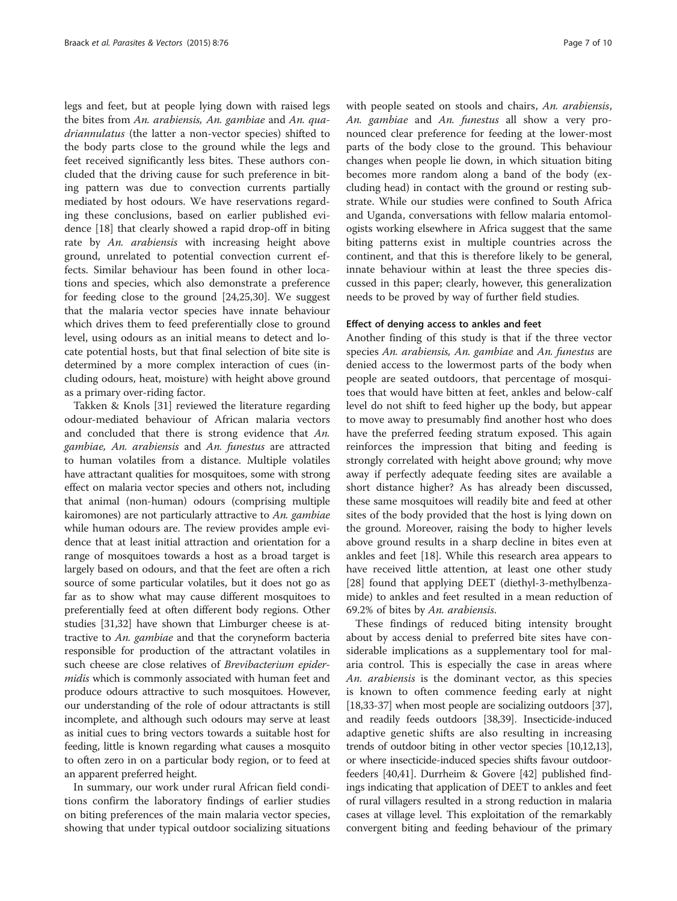legs and feet, but at people lying down with raised legs the bites from *An. arabiensis, An. gambiae* and *An. quadriannulatus* (the latter a non-vector species) shifted to the body parts close to the ground while the legs and feet received significantly less bites. These authors concluded that the driving cause for such preference in biting pattern was due to convection currents partially mediated by host odours. We have reservations regarding these conclusions, based on earlier published evidence [18] that clearly showed a rapid drop-off in biting rate by *An. arabiensis* with increasing height above ground, unrelated to potential convection current effects. Similar behaviour has been found in other locations and species, which also demonstrate a preference for feeding close to the ground [24,25,30]. We suggest that the malaria vector species have innate behaviour which drives them to feed preferentially close to ground level, using odours as an initial means to detect and locate potential hosts, but that final selection of bite site is determined by a more complex interaction of cues (including odours, heat, moisture) with height above ground as a primary over-riding factor.

Takken & Knols [31] reviewed the literature regarding odour-mediated behaviour of African malaria vectors and concluded that there is strong evidence that *An. gambiae, An. arabiensis* and *An. funestus* are attracted to human volatiles from a distance. Multiple volatiles have attractant qualities for mosquitoes, some with strong effect on malaria vector species and others not, including that animal (non-human) odours (comprising multiple kairomones) are not particularly attractive to *An. gambiae* while human odours are. The review provides ample evidence that at least initial attraction and orientation for a range of mosquitoes towards a host as a broad target is largely based on odours, and that the feet are often a rich source of some particular volatiles, but it does not go as far as to show what may cause different mosquitoes to preferentially feed at often different body regions. Other studies [31,32] have shown that Limburger cheese is attractive to *An. gambiae* and that the coryneform bacteria responsible for production of the attractant volatiles in such cheese are close relatives of *Brevibacterium epidermidis* which is commonly associated with human feet and produce odours attractive to such mosquitoes. However, our understanding of the role of odour attractants is still incomplete, and although such odours may serve at least as initial cues to bring vectors towards a suitable host for feeding, little is known regarding what causes a mosquito to often zero in on a particular body region, or to feed at an apparent preferred height.

In summary, our work under rural African field conditions confirm the laboratory findings of earlier studies on biting preferences of the main malaria vector species, showing that under typical outdoor socializing situations with people seated on stools and chairs, *An. arabiensis, An. gambiae* and *An. funestus* all show a very pronounced clear preference for feeding at the lower-most parts of the body close to the ground. This behaviour changes when people lie down, in which situation biting becomes more random along a band of the body (excluding head) in contact with the ground or resting substrate. While our studies were confined to South Africa and Uganda, conversations with fellow malaria entomologists working elsewhere in Africa suggest that the same biting patterns exist in multiple countries across the continent, and that this is therefore likely to be general, innate behaviour within at least the three species discussed in this paper; clearly, however, this generalization needs to be proved by way of further field studies.

### Effect of denying access to ankles and feet

Another finding of this study is that if the three vector species *An. arabiensis, An. gambiae* and *An. funestus* are denied access to the lowermost parts of the body when people are seated outdoors, that percentage of mosquitoes that would have bitten at feet, ankles and below-calf level do not shift to feed higher up the body, but appear to move away to presumably find another host who does have the preferred feeding stratum exposed. This again reinforces the impression that biting and feeding is strongly correlated with height above ground; why move away if perfectly adequate feeding sites are available a short distance higher? As has already been discussed, these same mosquitoes will readily bite and feed at other sites of the body provided that the host is lying down on the ground. Moreover, raising the body to higher levels above ground results in a sharp decline in bites even at ankles and feet [18]. While this research area appears to have received little attention, at least one other study [28] found that applying DEET (diethyl-3-methylbenzamide) to ankles and feet resulted in a mean reduction of 69.2% of bites by *An. arabiensis*.

These findings of reduced biting intensity brought about by access denial to preferred bite sites have considerable implications as a supplementary tool for malaria control. This is especially the case in areas where *An. arabiensis* is the dominant vector, as this species is known to often commence feeding early at night [18,33-37] when most people are socializing outdoors [37], and readily feeds outdoors [38,39]. Insecticide-induced adaptive genetic shifts are also resulting in increasing trends of outdoor biting in other vector species [10,12,13], or where insecticide-induced species shifts favour outdoor-feeders [40,41]. Durrheim & Govere [42] published findings indicating that application of DEET to ankles and feet of rural villagers resulted in a strong reduction in malaria cases at village level. This exploitation of the remarkably convergent biting and feeding behaviour of the primary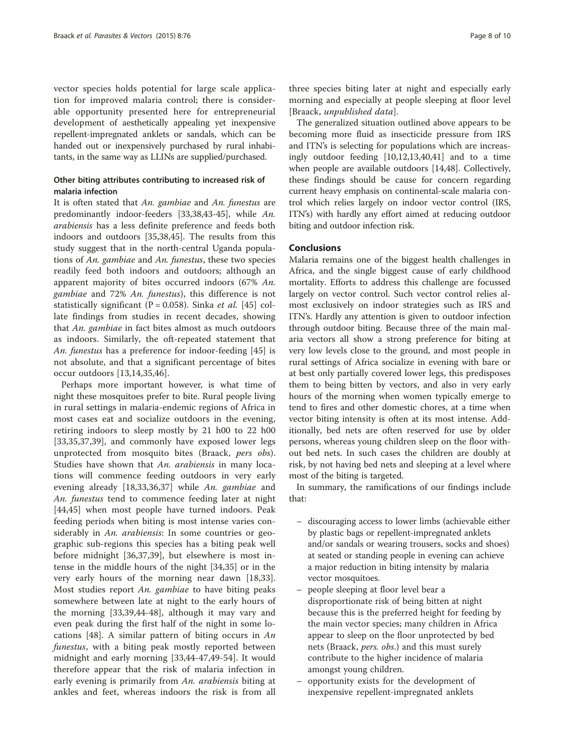vector species holds potential for large scale application for improved malaria control; there is considerable opportunity presented here for entrepreneurial development of aesthetically appealing yet inexpensive repellent-impregnated anklets or sandals, which can be handed out or inexpensively purchased by rural inhabitants, in the same way as LLINs are supplied/purchased.

### Other biting attributes contributing to increased risk of malaria infection

It is often stated that *An. gambiae* and *An. funestus* are predominantly indoor-feeders [33,38,43-45], while *An. arabiensis* has a less definite preference and feeds both indoors and outdoors [35,38,45]. The results from this study suggest that in the north-central Uganda populations of *An. gambiae* and *An. funestus*, these two species readily feed both indoors and outdoors; although an apparent majority of bites occurred indoors (67% *An. gambiae* and 72% *An. funestus*), this difference is not statistically significant ($P = 0.058$). Sinka *et al.* [45] collate findings from studies in recent decades, showing that *An. gambiae* in fact bites almost as much outdoors as indoors. Similarly, the oft-repeated statement that *An. funestus* has a preference for indoor-feeding [45] is not absolute, and that a significant percentage of bites occur outdoors [13,14,35,46].

Perhaps more important however, is what time of night these mosquitoes prefer to bite. Rural people living in rural settings in malaria-endemic regions of Africa in most cases eat and socialize outdoors in the evening, retiring indoors to sleep mostly by 21 h00 to 22 h00 [33,35,37,39], and commonly have exposed lower legs unprotected from mosquito bites (Braack, *pers obs*). Studies have shown that *An. arabiensis* in many locations will commence feeding outdoors in very early evening already [18,33,36,37] while *An. gambiae* and *An. funestus* tend to commence feeding later at night [44,45] when most people have turned indoors. Peak feeding periods when biting is most intense varies considerably in *An. arabiensis*: In some countries or geographic sub-regions this species has a biting peak well before midnight [36,37,39], but elsewhere is most intense in the middle hours of the night [34,35] or in the very early hours of the morning near dawn [18,33]. Most studies report *An. gambiae* to have biting peaks somewhere between late at night to the early hours of the morning [33,39,44-48], although it may vary and even peak during the first half of the night in some locations [48]. A similar pattern of biting occurs in *An funestus*, with a biting peak mostly reported between midnight and early morning [33,44-47,49-54]. It would therefore appear that the risk of malaria infection in early evening is primarily from *An. arabiensis* biting at ankles and feet, whereas indoors the risk is from all three species biting later at night and especially early morning and especially at people sleeping at floor level [Braack, *unpublished data*].

The generalized situation outlined above appears to be becoming more fluid as insecticide pressure from IRS and ITN's is selecting for populations which are increasingly outdoor feeding [10,12,13,40,41] and to a time when people are available outdoors [14,48]. Collectively, these findings should be cause for concern regarding current heavy emphasis on continental-scale malaria control which relies largely on indoor vector control (IRS, ITN's) with hardly any effort aimed at reducing outdoor biting and outdoor infection risk.

## Conclusions

Malaria remains one of the biggest health challenges in Africa, and the single biggest cause of early childhood mortality. Efforts to address this challenge are focussed largely on vector control. Such vector control relies almost exclusively on indoor strategies such as IRS and ITN's. Hardly any attention is given to outdoor infection through outdoor biting. Because three of the main malaria vectors all show a strong preference for biting at very low levels close to the ground, and most people in rural settings of Africa socialize in evening with bare or at best only partially covered lower legs, this predisposes them to being bitten by vectors, and also in very early hours of the morning when women typically emerge to tend to fires and other domestic chores, at a time when vector biting intensity is often at its most intense. Additionally, bed nets are often reserved for use by older persons, whereas young children sleep on the floor without bed nets. In such cases the children are doubly at risk, by not having bed nets and sleeping at a level where most of the biting is targeted.

In summary, the ramifications of our findings include that:

- discouraging access to lower limbs (achievable either by plastic bags or repellent-impregnated anklets and/or sandals or wearing trousers, socks and shoes) at seated or standing people in evening can achieve a major reduction in biting intensity by malaria vector mosquitoes.
- people sleeping at floor level bear a disproportionate risk of being bitten at night because this is the preferred height for feeding by the main vector species; many children in Africa appear to sleep on the floor unprotected by bed nets (Braack, *pers. obs.*) and this must surely contribute to the higher incidence of malaria amongst young children.
- opportunity exists for the development of inexpensive repellent-impregnated anklets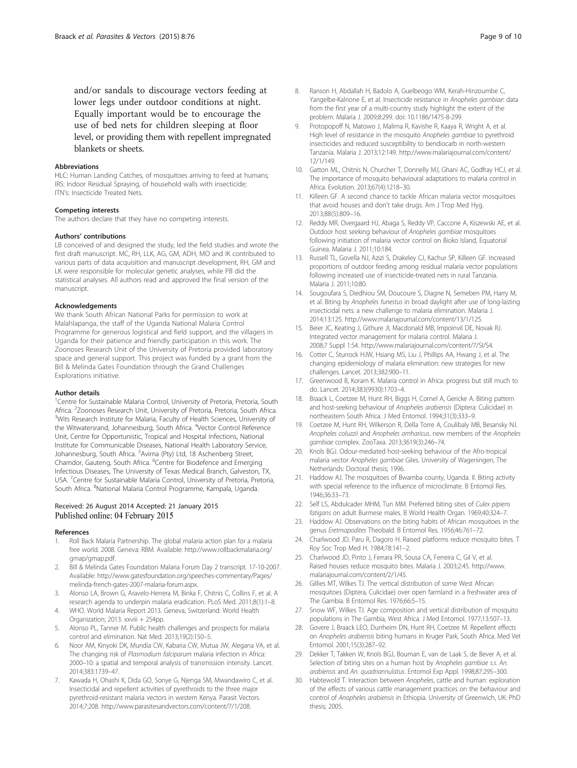and/or sandals to discourage vectors feeding at lower legs under outdoor conditions at night. Equally important would be to encourage the use of bed nets for children sleeping at floor level, or providing them with repellent impregnated blankets or sheets.

#### Abbreviations

HLC: Human Landing Catches, of mosquitoes arriving to feed at humans; IRS: Indoor Residual Spraying, of household walls with insecticide; ITN's: Insecticide Treated Nets.

#### Competing interests

The authors declare that they have no competing interests.

#### Authors' contributions

LB conceived of and designed the study, led the field studies and wrote the first draft manuscript. MC, RH, LLK, AG, GM, ADH, MO and IK contributed to various parts of data acquisition and manuscript development, RH, GM and LK were responsible for molecular genetic analyses, while PB did the statistical analyses. All authors read and approved the final version of the manuscript.

#### Acknowledgements

We thank South African National Parks for permission to work at Malahlapanga, the staff of the Uganda National Malaria Control Programme for generous logistical and field support, and the villagers in Uganda for their patience and friendly participation in this work. The Zoonoses Research Unit of the University of Pretoria provided laboratory space and general support. This project was funded by a grant from the Bill & Melinda Gates Foundation through the Grand Challenges Explorations initiative.

#### Author details

[1]Centre for Sustainable Malaria Control, University of Pretoria, Pretoria, South Africa. [2]Zoonoses Research Unit, University of Pretoria, Pretoria, South Africa. [3]Wits Research Institute for Malaria, Faculty of Health Sciences, University of the Witwatersrand, Johannesburg, South Africa. [4]Vector Control Reference Unit, Centre for Opportunistic, Tropical and Hospital Infections, National Institute for Communicable Diseases, National Health Laboratory Service, Johannesburg, South Africa. [5]Avima (Pty) Ltd, 18 Aschenberg Street, Chamdor, Gauteng, South Africa. [6]Centre for Biodefence and Emerging Infectious Diseases, The University of Texas Medical Branch, Galveston, TX, USA. [7]Centre for Sustainable Malaria Control, University of Pretoria, Pretoria, South Africa. [8]National Malaria Control Programme, Kampala, Uganda.

Received: 26 August 2014 Accepted: 21 January 2015
Published online: 04 February 2015

#### References

1. Roll Back Malaria Partnership. The global malaria action plan for a malaria free world. 2008. Geneva: RBM. Available: http://www.rollbackmalaria.org/gmap/gmap.pdf.
2. Bill & Melinda Gates Foundation Malaria Forum Day 2 transcript. 17-10-2007. Available: http://www.gatesfoundation.org/speeches-commentary/Pages/melinda-french-gates-2007-malaria-forum.aspx.
3. Alonso LA, Brown G, Aravelo-Herrera M, Binka F, Chitnis C, Collins F, et al. A research agenda to underpin malaria eradication. PLoS Med. 2011;8(1):1–8.
4. WHO. World Malaria Report 2013. Geneva, Switzerland: World Health Organization; 2013. xxviii + 254pp.
5. Alonso PL, Tanner M. Public health challenges and prospects for malaria control and elimination. Nat Med. 2013;19(2):150–5.
6. Noor AM, Kinyoki DK, Mundia CW, Kabaria CW, Mutua JW, Alegana VA, et al. The changing risk of *Plasmodium falciparum* malaria infection in Africa: 2000–10: a spatial and temporal analysis of transmission intensity. Lancet. 2014;383:1739–47.
7. Kawada H, Ohashi K, Dida GO, Sonye G, Njenga SM, Mwandawiro C, et al. Insecticidal and repellent activities of pyrethroids to the three major pyrethroid-resistant malaria vectors in western Kenya. Parasit Vectors. 2014;7:208. http://www.parasitesandvectors.com/content/7/1/208.
8. Ranson H, Abdallah H, Badolo A, Guelbeogo WM, Kerah-Hinzoumbe C, Yangelbe-Kalnone E, et al. Insecticide resistance in *Anopheles gambiae*: data from the first year of a multi-country study highlight the extent of the problem. Malaria J. 2009;8:299. doi: 10.1186/1475-8-299.
9. Protopopoff N, Matowo J, Malima R, Kavishe R, Kaaya R, Wright A, et al. High level of resistance in the mosquito *Anopheles gambiae* to pyrethroid insecticides and reduced susceptibility to bendiocarb in north-western Tanzania. Malaria J. 2013;12:149. http://www.malariajournal.com/content/12/1/149.
10. Gatton ML, Chitnis N, Churcher T, Donnelly MJ, Ghani AC, Godfray HCJ, et al. The importance of mosquito behavioural adaptations to malaria control in Africa. Evolution. 2013;67(4):1218–30.
11. Killeen GF. A second chance to tackle African malaria vector mosquitoes that avoid houses and don't take drugs. Am J Trop Med Hyg. 2013;88(5):809–16.
12. Reddy MR, Overgaard HJ, Abaga S, Reddy VP, Caccone A, Kiszewski AE, et al. Outdoor host seeking behaviour of *Anopheles gambiae* mosquitoes following initiation of malaria vector control on Bioko Island, Equatorial Guinea. Malaria J. 2011;10:184.
13. Russell TL, Govella NJ, Azizi S, Drakeley CJ, Kachur SP, Killeen GF. Increased proportions of outdoor feeding among residual malaria vector populations following increased use of insecticide-treated nets in rural Tanzania. Malaria J. 2011;10:80.
14. Sougoufara S, Diedhiou SM, Doucoure S, Diagne N, Semeben PM, Harry M, et al. Biting by *Anopheles funestus* in broad daylight after use of long-lasting insecticidal nets: a new challenge to malaria elimination. Malaria J. 2014;13:125. http://www.malariajournal.com/content/13/1/125.
15. Beier JC, Keating J, Githure JI, Macdonald MB, Impoinvil DE, Novak RJ. Integrated vector management for malaria control. Malaria J. 2008;7 Suppl 1:S4. http://www.malariajournal.com/content/7/SI/S4.
16. Cotter C, Sturrock HJW, Hsiang MS, Liu J, Phillips AA, Hwang J, et al. The changing epidemiology of malaria elimination: new strategies for new challenges. Lancet. 2013;382:900–11.
17. Greenwood B, Koram K. Malaria control in Africa: progress but still much to do. Lancet. 2014;383(9930):1703–4.
18. Braack L, Coetzee M, Hunt RH, Biggs H, Cornel A, Gericke A. Biting pattern and host-seeking behaviour of *Anopheles arabiensis* (Diptera: Culicidae) in northeastern South Africa. J Med Entomol. 1994;31(3):333–9.
19. Coetzee M, Hunt RH, Wilkerson R, Della Torre A, Coulibaly MB, Besansky NJ. *Anopheles coluzzii* and *Anopheles amharicus*, new members of the *Anopheles gambiae* complex. ZooTaxa. 2013;3619(3):246–74.
20. Knols BGJ. Odour-mediated host-seeking behaviour of the Afro-tropical malaria vector *Anopheles gambiae* Giles. University of Wageningen, The Netherlands: Doctoral thesis; 1996.
21. Haddow AJ. The mosquitoes of Bwamba county, Uganda. II. Biting activity with special reference to the influence of microclimate. B Entomol Res. 1946;36:33–73.
22. Self LS, Abdulcader MHM, Tun MM. Preferred biting sites of *Culex pipiens fatigans* on adult Burmese males. B World Health Organ. 1969;40:324–7.
23. Haddow AJ. Observations on the biting habits of African mosquitoes in the genus *Eretmapodites* Theobald. B Entomol Res. 1956;46:761–72.
24. Charlwood JD, Paru R, Dagoro H. Raised platforms reduce mosquito bites. T Roy Soc Trop Med H. 1984;78:141–2.
25. Charlwood JD, Pinto J, Ferrara PR, Sousa CA, Ferreira C, Gil V, et al. Raised houses reduce mosquito bites. Malaria J. 2003;2:45. http://www.malariajournal.com/content/2/1/45.
26. Gillies MT, Wilkes TJ. The vertical distribution of some West African mosquitoes (Diptera, Culicidae) over open farmland in a freshwater area of The Gambia. B Entomol Res. 1976;66:5–15.
27. Snow WF, Wilkes TJ. Age composition and vertical distribution of mosquito populations in The Gambia, West Africa. J Med Entomol. 1977;13:507–13.
28. Govere J, Braack LEO, Durrheim DN, Hunt RH, Coetzee M. Repellent effects on *Anopheles arabiensis* biting humans in Kruger Park, South Africa. Med Vet Entomol. 2001;15(3):287–92.
29. Dekker T, Takken W, Knols BGJ, Bouman E, van de Laak S, de Bever A, et al. Selection of biting sites on a human host by *Anopheles gambiae s.s. An. arabiensis* and *An. quadriannulatus*. Entomol Exp Appl. 1998;87:295–300.
30. Habtewold T. Interaction between *Anopheles*, cattle and human: exploration of the effects of various cattle management practices on the behaviour and control of *Anopheles arabiensis* in Ethiopia. University of Greenwich, UK: PhD thesis; 2005.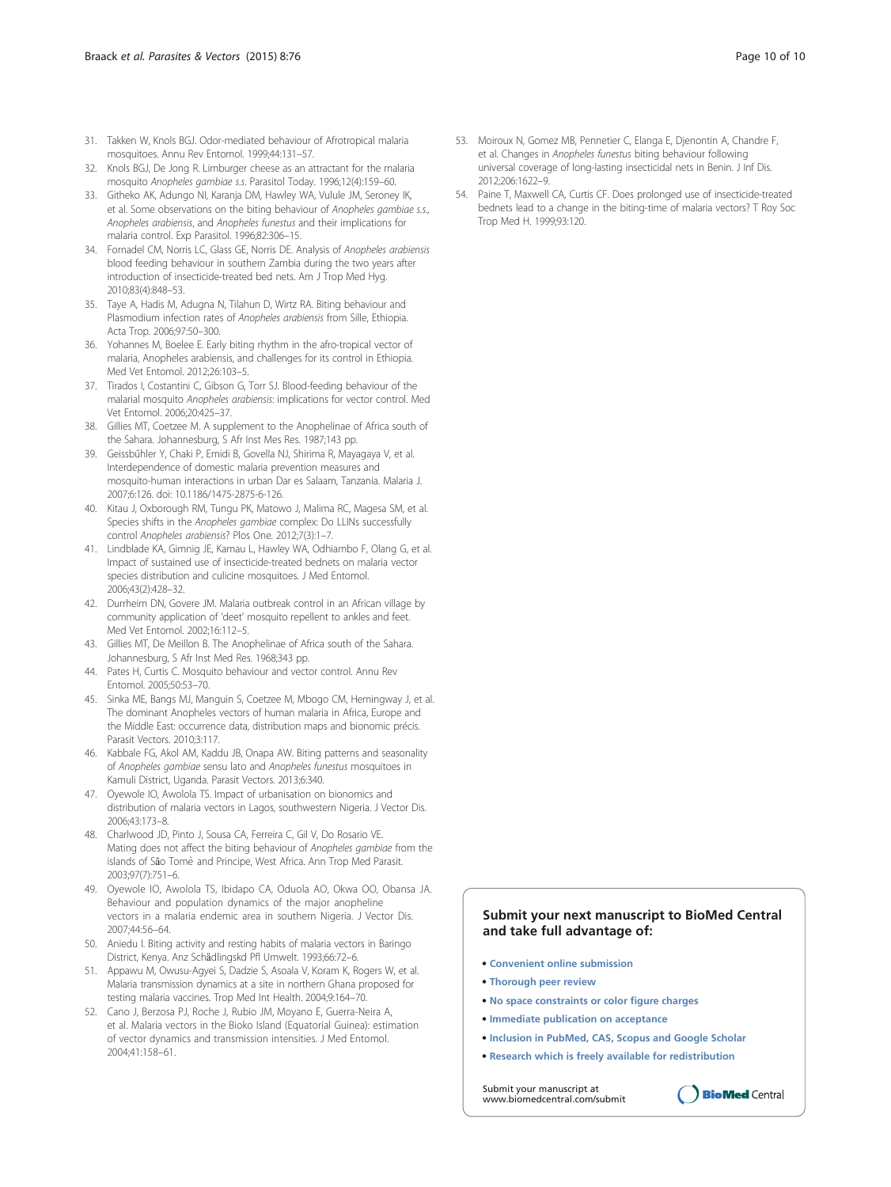31. Takken W, Knols BGJ. Odor-mediated behaviour of Afrotropical malaria mosquitoes. Annu Rev Entomol. 1999;44:131–57.
32. Knols BGJ, De Jong R. Limburger cheese as an attractant for the malaria mosquito *Anopheles gambiae s.s*. Parasitol Today. 1996;12(4):159–60.
33. Githeko AK, Adungo NI, Karanja DM, Hawley WA, Vulule JM, Seroney IK, et al. Some observations on the biting behaviour of *Anopheles gambiae s.s., Anopheles arabiensis*, and *Anopheles funestus* and their implications for malaria control. Exp Parasitol. 1996;82:306–15.
34. Fornadel CM, Norris LC, Glass GE, Norris DE. Analysis of *Anopheles arabiensis* blood feeding behaviour in southern Zambia during the two years after introduction of insecticide-treated bed nets. Am J Trop Med Hyg. 2010;83(4):848–53.
35. Taye A, Hadis M, Adugna N, Tilahun D, Wirtz RA. Biting behaviour and Plasmodium infection rates of *Anopheles arabiensis* from Sille, Ethiopia. Acta Trop. 2006;97:50–300.
36. Yohannes M, Boelee E. Early biting rhythm in the afro-tropical vector of malaria, Anopheles arabiensis, and challenges for its control in Ethiopia. Med Vet Entomol. 2012;26:103–5.
37. Tirados I, Costantini C, Gibson G, Torr SJ. Blood-feeding behaviour of the malarial mosquito *Anopheles arabiensis*: implications for vector control. Med Vet Entomol. 2006;20:425–37.
38. Gillies MT, Coetzee M. A supplement to the Anophelinae of Africa south of the Sahara. Johannesburg, S Afr Inst Mes Res. 1987;143 pp.
39. Geissbűhler Y, Chaki P, Emidi B, Govella NJ, Shirima R, Mayagaya V, et al. Interdependence of domestic malaria prevention measures and mosquito-human interactions in urban Dar es Salaam, Tanzania. Malaria J. 2007;6:126. doi: 10.1186/1475-2875-6-126.
40. Kitau J, Oxborough RM, Tungu PK, Matowo J, Malima RC, Magesa SM, et al. Species shifts in the *Anopheles gambiae* complex: Do LLINs successfully control *Anopheles arabiensis*? Plos One. 2012;7(3):1–7.
41. Lindblade KA, Gimnig JE, Kamau L, Hawley WA, Odhiambo F, Olang G, et al. Impact of sustained use of insecticide-treated bednets on malaria vector species distribution and culicine mosquitoes. J Med Entomol. 2006;43(2):428–32.
42. Durrheim DN, Govere JM. Malaria outbreak control in an African village by community application of 'deet' mosquito repellent to ankles and feet. Med Vet Entomol. 2002;16:112–5.
43. Gillies MT, De Meillon B. The Anophelinae of Africa south of the Sahara. Johannesburg, S Afr Inst Med Res. 1968;343 pp.
44. Pates H, Curtis C. Mosquito behaviour and vector control. Annu Rev Entomol. 2005;50:53–70.
45. Sinka ME, Bangs MJ, Manguin S, Coetzee M, Mbogo CM, Hemingway J, et al. The dominant Anopheles vectors of human malaria in Africa, Europe and the Middle East: occurrence data, distribution maps and bionomic précis. Parasit Vectors. 2010;3:117.
46. Kabbale FG, Akol AM, Kaddu JB, Onapa AW. Biting patterns and seasonality of *Anopheles gambiae* sensu lato and *Anopheles funestus* mosquitoes in Kamuli District, Uganda. Parasit Vectors. 2013;6:340.
47. Oyewole IO, Awolola TS. Impact of urbanisation on bionomics and distribution of malaria vectors in Lagos, southwestern Nigeria. J Vector Dis. 2006;43:173–8.
48. Charlwood JD, Pinto J, Sousa CA, Ferreira C, Gil V, Do Rosario VE. Mating does not affect the biting behaviour of *Anopheles gambiae* from the islands of São Tomè and Principe, West Africa. Ann Trop Med Parasit. 2003;97(7):751–6.
49. Oyewole IO, Awolola TS, Ibidapo CA, Oduola AO, Okwa OO, Obansa JA. Behaviour and population dynamics of the major anopheline vectors in a malaria endemic area in southern Nigeria. J Vector Dis. 2007;44:56–64.
50. Aniedu I. Biting activity and resting habits of malaria vectors in Baringo District, Kenya. Anz Schǎdlingskd Pfl Umwelt. 1993;66:72–6.
51. Appawu M, Owusu-Agyei S, Dadzie S, Asoala V, Koram K, Rogers W, et al. Malaria transmission dynamics at a site in northern Ghana proposed for testing malaria vaccines. Trop Med Int Health. 2004;9:164–70.
52. Cano J, Berzosa PJ, Roche J, Rubio JM, Moyano E, Guerra-Neira A, et al. Malaria vectors in the Bioko Island (Equatorial Guinea): estimation of vector dynamics and transmission intensities. J Med Entomol. 2004;41:158–61.
53. Moiroux N, Gomez MB, Pennetier C, Elanga E, Djenontin A, Chandre F, et al. Changes in *Anopheles funestus* biting behaviour following universal coverage of long-lasting insecticidal nets in Benin. J Inf Dis. 2012;206:1622–9.
54. Paine T, Maxwell CA, Curtis CF. Does prolonged use of insecticide-treated bednets lead to a change in the biting-time of malaria vectors? T Roy Soc Trop Med H. 1999;93:120.

**Submit your next manuscript to BioMed Central and take full advantage of:**

- **Convenient online submission**
- **Thorough peer review**
- **No space constraints or color figure charges**
- **Immediate publication on acceptance**
- **Inclusion in PubMed, CAS, Scopus and Google Scholar**
- **Research which is freely available for redistribution**

Submit your manuscript at
www.biomedcentral.com/submit

BioMed Central